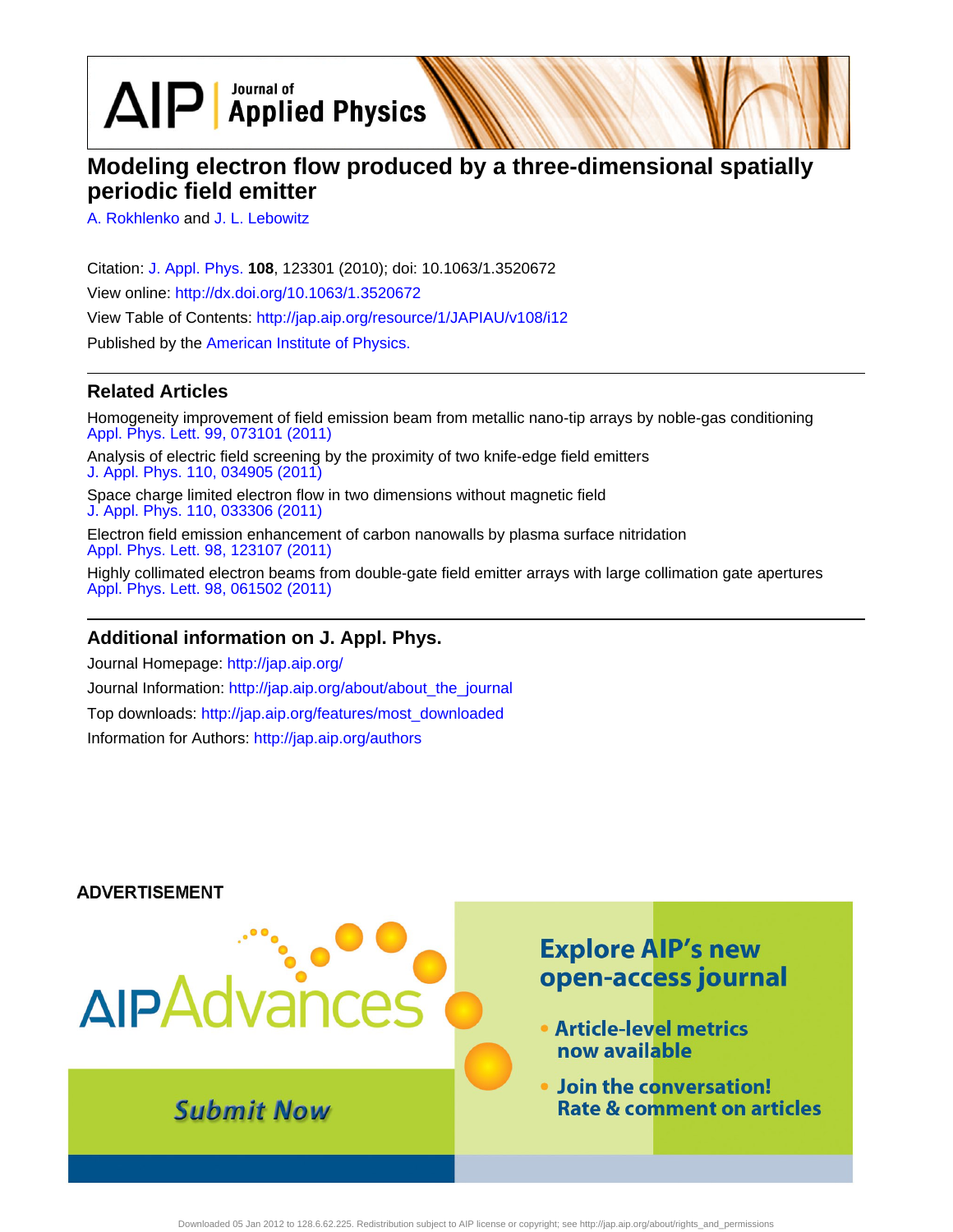# Modeling electron flow produced by a three-dimensional spatially periodic field emitter

A. Rokhlenko and J. L. Lebowitz

Citation: J. Appl. Phys. **108**, 123301 (2010); doi: 10.1063/1.3520672

View online: http://dx.doi.org/10.1063/1.3520672

View Table of Contents: http://jap.aip.org/resource/1/JAPIAU/v108/i12

Published by the American Institute of Physics.

## Related Articles

Homogeneity improvement of field emission beam from metallic nano-tip arrays by noble-gas conditioning
Appl. Phys. Lett. 99, 073101 (2011)

Analysis of electric field screening by the proximity of two knife-edge field emitters
J. Appl. Phys. 110, 034905 (2011)

Space charge limited electron flow in two dimensions without magnetic field
J. Appl. Phys. 110, 033306 (2011)

Electron field emission enhancement of carbon nanowalls by plasma surface nitridation
Appl. Phys. Lett. 98, 123107 (2011)

Highly collimated electron beams from double-gate field emitter arrays with large collimation gate apertures
Appl. Phys. Lett. 98, 061502 (2011)

## Additional information on J. Appl. Phys.

Journal Homepage: http://jap.aip.org/

Journal Information: http://jap.aip.org/about/about_the_journal

Top downloads: http://jap.aip.org/features/most_downloaded

Information for Authors: http://jap.aip.org/authors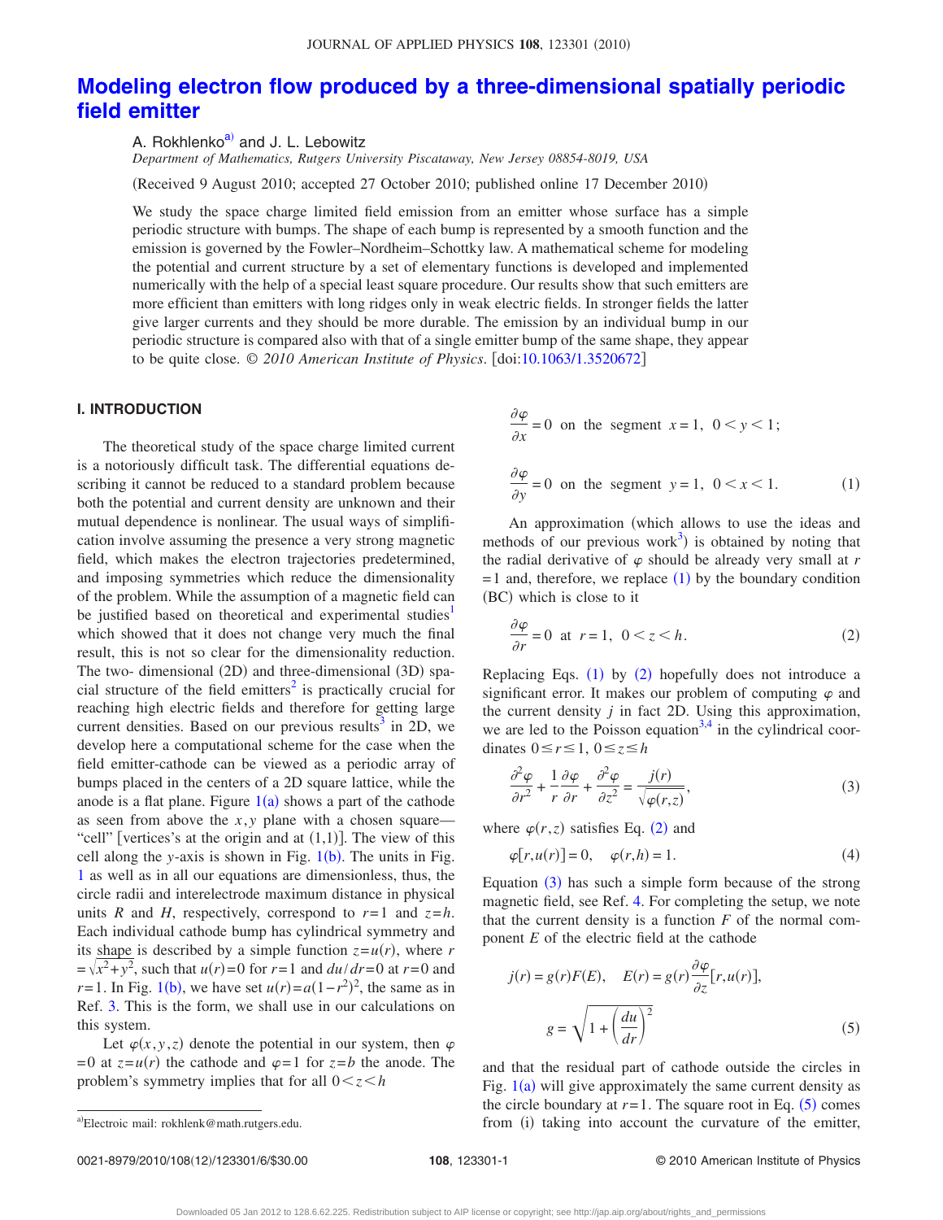# Modeling electron flow produced by a three-dimensional spatially periodic field emitter

A. Rokhlenko[a)] and J. L. Lebowitz

*Department of Mathematics, Rutgers University Piscataway, New Jersey 08854-8019, USA*

(Received 9 August 2010; accepted 27 October 2010; published online 17 December 2010)

We study the space charge limited field emission from an emitter whose surface has a simple periodic structure with bumps. The shape of each bump is represented by a smooth function and the emission is governed by the Fowler–Nordheim–Schottky law. A mathematical scheme for modeling the potential and current structure by a set of elementary functions is developed and implemented numerically with the help of a special least square procedure. Our results show that such emitters are more efficient than emitters with long ridges only in weak electric fields. In stronger fields the latter give larger currents and they should be more durable. The emission by an individual bump in our periodic structure is compared also with that of a single emitter bump of the same shape, they appear to be quite close. © *2010 American Institute of Physics*. [doi:10.1063/1.3520672]

## I. INTRODUCTION

The theoretical study of the space charge limited current is a notoriously difficult task. The differential equations describing it cannot be reduced to a standard problem because both the potential and current density are unknown and their mutual dependence is nonlinear. The usual ways of simplification involve assuming the presence a very strong magnetic field, which makes the electron trajectories predetermined, and imposing symmetries which reduce the dimensionality of the problem. While the assumption of a magnetic field can be justified based on theoretical and experimental studies[1] which showed that it does not change very much the final result, this is not so clear for the dimensionality reduction. The two- dimensional (2D) and three-dimensional (3D) spacial structure of the field emitters[2] is practically crucial for reaching high electric fields and therefore for getting large current densities. Based on our previous results[3] in 2D, we develop here a computational scheme for the case when the field emitter-cathode can be viewed as a periodic array of bumps placed in the centers of a 2D square lattice, while the anode is a flat plane. Figure 1(a) shows a part of the cathode as seen from above the $x,y$ plane with a chosen square—"cell" [vertices's at the origin and at (1,1)]. The view of this cell along the $y$-axis is shown in Fig. 1(b). The units in Fig. 1 as well as in all our equations are dimensionless, thus, the circle radii and interelectrode maximum distance in physical units $R$ and $H$, respectively, correspond to $r=1$ and $z=h$. Each individual cathode bump has cylindrical symmetry and its shape is described by a simple function $z=u(r)$, where $r=\sqrt{x^2+y^2}$, such that $u(r)=0$ for $r=1$ and $du/dr=0$ at $r=0$ and $r=1$. In Fig. 1(b), we have set $u(r)=a(1-r^2)^2$, the same as in Ref. 3. This is the form, we shall use in our calculations on this system.

Let $\varphi(x,y,z)$ denote the potential in our system, then $\varphi=0$ at $z=u(r)$ the cathode and $\varphi=1$ for $z=b$ the anode. The problem's symmetry implies that for all $0<z<h$

$$\frac{\partial \varphi}{\partial x}=0 \text{ on the segment } x=1,\ 0<y<1;$$

$$\frac{\partial \varphi}{\partial y}=0 \text{ on the segment } y=1,\ 0<x<1. \tag{1}$$

An approximation (which allows to use the ideas and methods of our previous work[3]) is obtained by noting that the radial derivative of $\varphi$ should be already very small at $r=1$ and, therefore, we replace (1) by the boundary condition (BC) which is close to it

$$\frac{\partial \varphi}{\partial r}=0 \text{ at } r=1,\ 0<z<h. \tag{2}$$

Replacing Eqs. (1) by (2) hopefully does not introduce a significant error. It makes our problem of computing $\varphi$ and the current density $j$ in fact 2D. Using this approximation, we are led to the Poisson equation[3,4] in the cylindrical coordinates $0\le r\le 1$, $0\le z\le h$

$$\frac{\partial^2 \varphi}{\partial r^2}+\frac{1}{r}\frac{\partial \varphi}{\partial r}+\frac{\partial^2 \varphi}{\partial z^2}=\frac{j(r)}{\sqrt{\varphi(r,z)}}, \tag{3}$$

where $\varphi(r,z)$ satisfies Eq. (2) and

$$\varphi[r,u(r)]=0, \quad \varphi(r,h)=1. \tag{4}$$

Equation (3) has such a simple form because of the strong magnetic field, see Ref. 4. For completing the setup, we note that the current density is a function $F$ of the normal component $E$ of the electric field at the cathode

$$j(r)=g(r)F(E), \quad E(r)=g(r)\frac{\partial \varphi}{\partial z}[r,u(r)],$$

$$g=\sqrt{1+\left(\frac{du}{dr}\right)^2} \tag{5}$$

and that the residual part of cathode outside the circles in Fig. 1(a) will give approximately the same current density as the circle boundary at $r=1$. The square root in Eq. (5) comes from (i) taking into account the curvature of the emitter,

---

a)Electroic mail: rokhlenk@math.rutgers.edu.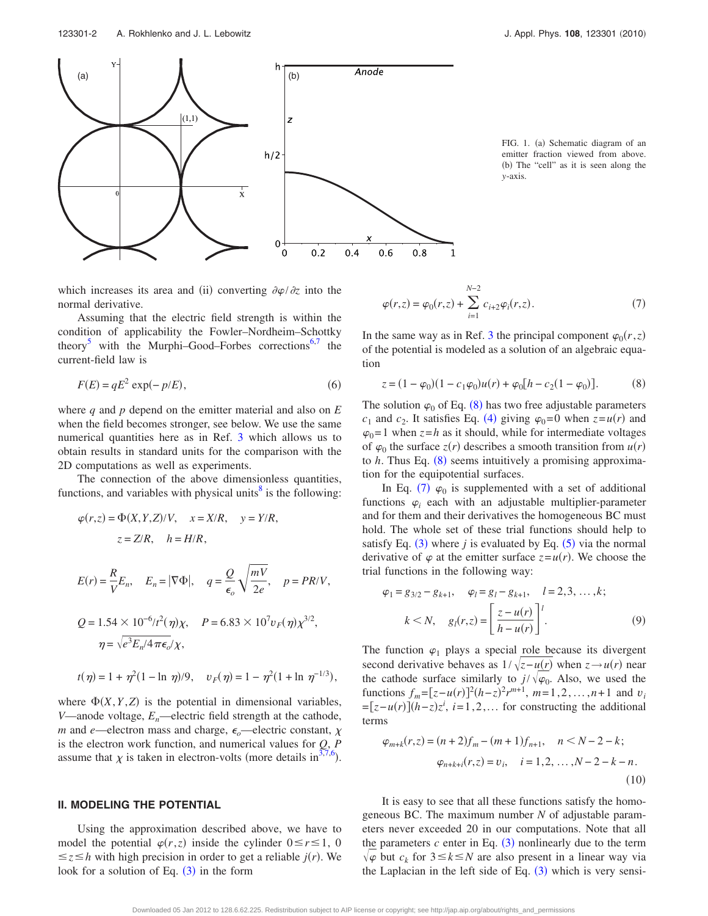FIG. 1. (a) Schematic diagram of an emitter fraction viewed from above. (b) The "cell" as it is seen along the $y$-axis.

which increases its area and (ii) converting $\partial\varphi/\partial z$ into the normal derivative.

Assuming that the electric field strength is within the condition of applicability the Fowler–Nordheim–Schottky theory[5] with the Murphi–Good–Forbes corrections[6,7] the current-field law is

$$F(E) = qE^2 \exp(-p/E), \tag{6}$$

where $q$ and $p$ depend on the emitter material and also on $E$ when the field becomes stronger, see below. We use the same numerical quantities here as in Ref. 3 which allows us to obtain results in standard units for the comparison with the 2D computations as well as experiments.

The connection of the above dimensionless quantities, functions, and variables with physical units[8] is the following:

$$\varphi(r,z) = \Phi(X,Y,Z)/V, \quad x = X/R, \quad y = Y/R,$$
$$z = Z/R, \quad h = H/R,$$

$$E(r) = \frac{R}{V}E_n, \quad E_n = |\nabla\Phi|, \quad q = \frac{Q}{\epsilon_o}\sqrt{\frac{mV}{2e}}, \quad p = PR/V,$$

$$Q = 1.54 \times 10^{-6}/t^2(\eta)\chi, \quad P = 6.83 \times 10^7 v_F(\eta)\chi^{3/2},$$
$$\eta = \sqrt{e^3E_n/4\pi\epsilon_o}/\chi,$$

$$t(\eta) = 1 + \eta^2(1 - \ln\eta)/9, \quad v_F(\eta) = 1 - \eta^2(1 + \ln\eta^{-1/3}),$$

where $\Phi(X,Y,Z)$ is the potential in dimensional variables, $V$—anode voltage, $E_n$—electric field strength at the cathode, $m$ and $e$—electron mass and charge, $\epsilon_o$—electric constant, $\chi$ is the electron work function, and numerical values for $Q$, $P$ assume that $\chi$ is taken in electron-volts (more details in[3,7,6]).

## II. MODELING THE POTENTIAL

Using the approximation described above, we have to model the potential $\varphi(r,z)$ inside the cylinder $0 \le r \le 1$, $0 \le z \le h$ with high precision in order to get a reliable $j(r)$. We look for a solution of Eq. (3) in the form

$$\varphi(r,z) = \varphi_0(r,z) + \sum_{i=1}^{N-2} c_{i+2}\varphi_i(r,z). \tag{7}$$

In the same way as in Ref. 3 the principal component $\varphi_0(r,z)$ of the potential is modeled as a solution of an algebraic equation

$$z = (1-\varphi_0)(1-c_1\varphi_0)u(r) + \varphi_0[h - c_2(1-\varphi_0)]. \tag{8}$$

The solution $\varphi_0$ of Eq. (8) has two free adjustable parameters $c_1$ and $c_2$. It satisfies Eq. (4) giving $\varphi_0 = 0$ when $z = u(r)$ and $\varphi_0 = 1$ when $z = h$ as it should, while for intermediate voltages of $\varphi_0$ the surface $z(r)$ describes a smooth transition from $u(r)$ to $h$. Thus Eq. (8) seems intuitively a promising approximation for the equipotential surfaces.

In Eq. (7) $\varphi_0$ is supplemented with a set of additional functions $\varphi_i$ each with an adjustable multiplier-parameter and for them and their derivatives the homogeneous BC must hold. The whole set of these trial functions should help to satisfy Eq. (3) where $j$ is evaluated by Eq. (5) via the normal derivative of $\varphi$ at the emitter surface $z = u(r)$. We choose the trial functions in the following way:

$$\varphi_1 = g_{3/2} - g_{k+1}, \quad \varphi_l = g_l - g_{k+1}, \quad l = 2,3,\ldots,k;$$
$$k < N, \quad g_l(r,z) = \left[\frac{z-u(r)}{h-u(r)}\right]^l. \tag{9}$$

The function $\varphi_1$ plays a special role because its divergent second derivative behaves as $1/\sqrt{z-u(r)}$ when $z \to u(r)$ near the cathode surface similarly to $j/\sqrt{\varphi_0}$. Also, we used the functions $f_m = [z-u(r)]^2(h-z)^2r^{m+1}$, $m = 1,2,\ldots,n+1$ and $v_i = [z-u(r)](h-z)z^i$, $i = 1,2,\ldots$ for constructing the additional terms

$$\varphi_{m+k}(r,z) = (n+2)f_m - (m+1)f_{n+1}, \quad n < N-2-k;$$
$$\varphi_{n+k+i}(r,z) = v_i, \quad i = 1,2,\ldots,N-2-k-n. \tag{10}$$

It is easy to see that all these functions satisfy the homogeneous BC. The maximum number $N$ of adjustable parameters never exceeded 20 in our computations. Note that all the parameters $c$ enter in Eq. (3) nonlinearly due to the term $\sqrt{\varphi}$ but $c_k$ for $3 \le k \le N$ are also present in a linear way via the Laplacian in the left side of Eq. (3) which is very sensi-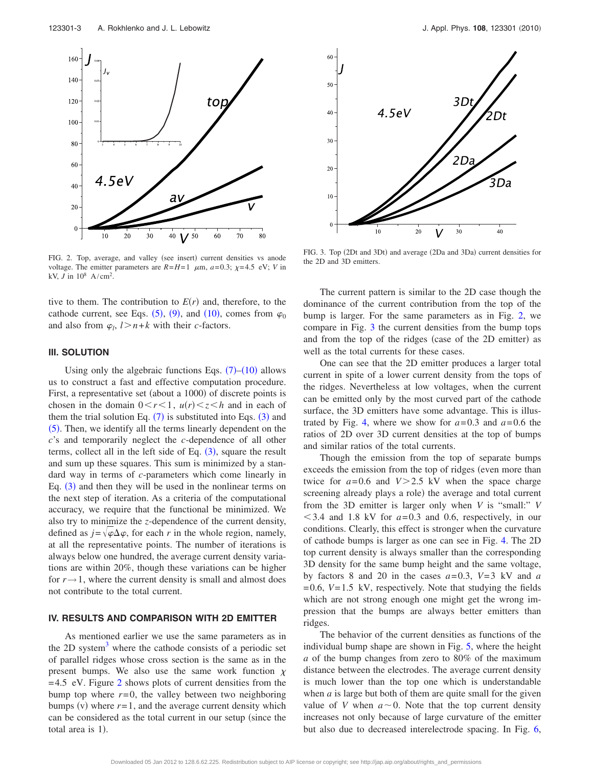FIG. 2. Top, average, and valley (see insert) current densities vs anode voltage. The emitter parameters are $R=H=1$ $\mu$m, $a=0.3$; $\chi=4.5$ eV; $V$ in kV, $J$ in $10^8$ A/cm$^2$.

FIG. 3. Top (2Dt and 3Dt) and average (2Da and 3Da) current densities for the 2D and 3D emitters.

tive to them. The contribution to $E(r)$ and, therefore, to the cathode current, see Eqs. (5), (9), and (10), comes from $\varphi_0$ and also from $\varphi_l$, $l>n+k$ with their $c$-factors.

### III. SOLUTION

Using only the algebraic functions Eqs. (7)–(10) allows us to construct a fast and effective computation procedure. First, a representative set (about a 1000) of discrete points is chosen in the domain $0<r<1$, $u(r)<z<h$ and in each of them the trial solution Eq. (7) is substituted into Eqs. (3) and (5). Then, we identify all the terms linearly dependent on the $c$'s and temporarily neglect the $c$-dependence of all other terms, collect all in the left side of Eq. (3), square the result and sum up these squares. This sum is minimized by a standard way in terms of $c$-parameters which come linearly in Eq. (3) and then they will be used in the nonlinear terms on the next step of iteration. As a criteria of the computational accuracy, we require that the functional be minimized. We also try to minimize the $z$-dependence of the current density, defined as $j=\sqrt{\varphi}\Delta\varphi$, for each $r$ in the whole region, namely, at all the representative points. The number of iterations is always below one hundred, the average current density variations are within 20%, though these variations can be higher for $r\to 1$, where the current density is small and almost does not contribute to the total current.

### IV. RESULTS AND COMPARISON WITH 2D EMITTER

As mentioned earlier we use the same parameters as in the 2D system[3] where the cathode consists of a periodic set of parallel ridges whose cross section is the same as in the present bumps. We also use the same work function $\chi=4.5$ eV. Figure 2 shows plots of current densities from the bump top where $r=0$, the valley between two neighboring bumps (v) where $r=1$, and the average current density which can be considered as the total current in our setup (since the total area is 1).

The current pattern is similar to the 2D case though the dominance of the current contribution from the top of the bump is larger. For the same parameters as in Fig. 2, we compare in Fig. 3 the current densities from the bump tops and from the top of the ridges (case of the 2D emitter) as well as the total currents for these cases.

One can see that the 2D emitter produces a larger total current in spite of a lower current density from the tops of the ridges. Nevertheless at low voltages, when the current can be emitted only by the most curved part of the cathode surface, the 3D emitters have some advantage. This is illustrated by Fig. 4, where we show for $a=0.3$ and $a=0.6$ the ratios of 2D over 3D current densities at the top of bumps and similar ratios of the total currents.

Though the emission from the top of separate bumps exceeds the emission from the top of ridges (even more than twice for $a=0.6$ and $V>2.5$ kV when the space charge screening already plays a role) the average and total current from the 3D emitter is larger only when $V$ is "small:" $V<3.4$ and 1.8 kV for $a=0.3$ and 0.6, respectively, in our conditions. Clearly, this effect is stronger when the curvature of cathode bumps is larger as one can see in Fig. 4. The 2D top current density is always smaller than the corresponding 3D density for the same bump height and the same voltage, by factors 8 and 20 in the cases $a=0.3$, $V=3$ kV and $a=0.6$, $V=1.5$ kV, respectively. Note that studying the fields which are not strong enough one might get the wrong impression that the bumps are always better emitters than ridges.

The behavior of the current densities as functions of the individual bump shape are shown in Fig. 5, where the height $a$ of the bump changes from zero to 80% of the maximum distance between the electrodes. The average current density is much lower than the top one which is understandable when $a$ is large but both of them are quite small for the given value of $V$ when $a\sim 0$. Note that the top current density increases not only because of large curvature of the emitter but also due to decreased interelectrode spacing. In Fig. 6,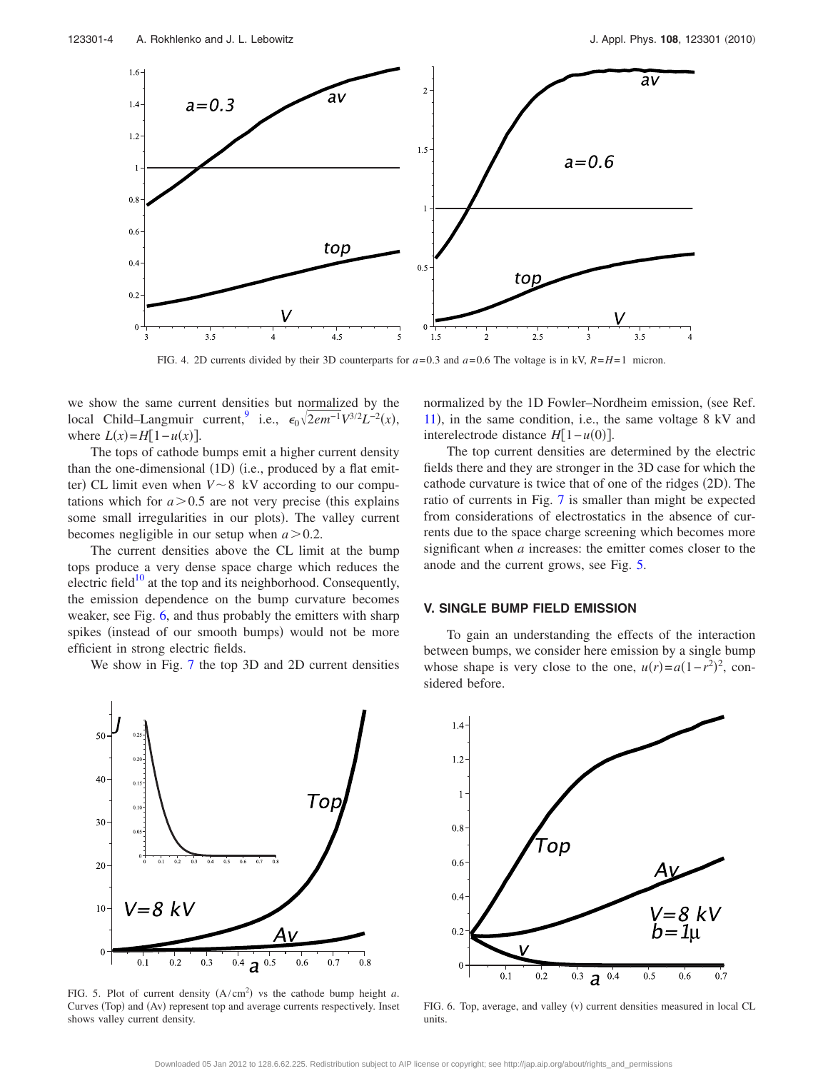FIG. 4. 2D currents divided by their 3D counterparts for $a=0.3$ and $a=0.6$ The voltage is in kV, $R=H=1$ micron.

we show the same current densities but normalized by the local Child–Langmuir current,[9] i.e., $\epsilon_0\sqrt{2em^{-1}}V^{3/2}L^{-2}(x)$, where $L(x)=H[1-u(x)]$.

The tops of cathode bumps emit a higher current density than the one-dimensional (1D) (i.e., produced by a flat emitter) CL limit even when $V\sim 8$ kV according to our computations which for $a>0.5$ are not very precise (this explains some small irregularities in our plots). The valley current becomes negligible in our setup when $a>0.2$.

The current densities above the CL limit at the bump tops produce a very dense space charge which reduces the electric field[10] at the top and its neighborhood. Consequently, the emission dependence on the bump curvature becomes weaker, see Fig. 6, and thus probably the emitters with sharp spikes (instead of our smooth bumps) would not be more efficient in strong electric fields.

We show in Fig. 7 the top 3D and 2D current densities normalized by the 1D Fowler–Nordheim emission, (see Ref. 11), in the same condition, i.e., the same voltage 8 kV and interelectrode distance $H[1-u(0)]$.

The top current densities are determined by the electric fields there and they are stronger in the 3D case for which the cathode curvature is twice that of one of the ridges (2D). The ratio of currents in Fig. 7 is smaller than might be expected from considerations of electrostatics in the absence of currents due to the space charge screening which becomes more significant when $a$ increases: the emitter comes closer to the anode and the current grows, see Fig. 5.

## V. SINGLE BUMP FIELD EMISSION

To gain an understanding the effects of the interaction between bumps, we consider here emission by a single bump whose shape is very close to the one, $u(r)=a(1-r^2)^2$, considered before.

FIG. 5. Plot of current density $(\mathrm{A/cm^2})$ vs the cathode bump height $a$. Curves (Top) and (Av) represent top and average currents respectively. Inset shows valley current density.

FIG. 6. Top, average, and valley (v) current densities measured in local CL units.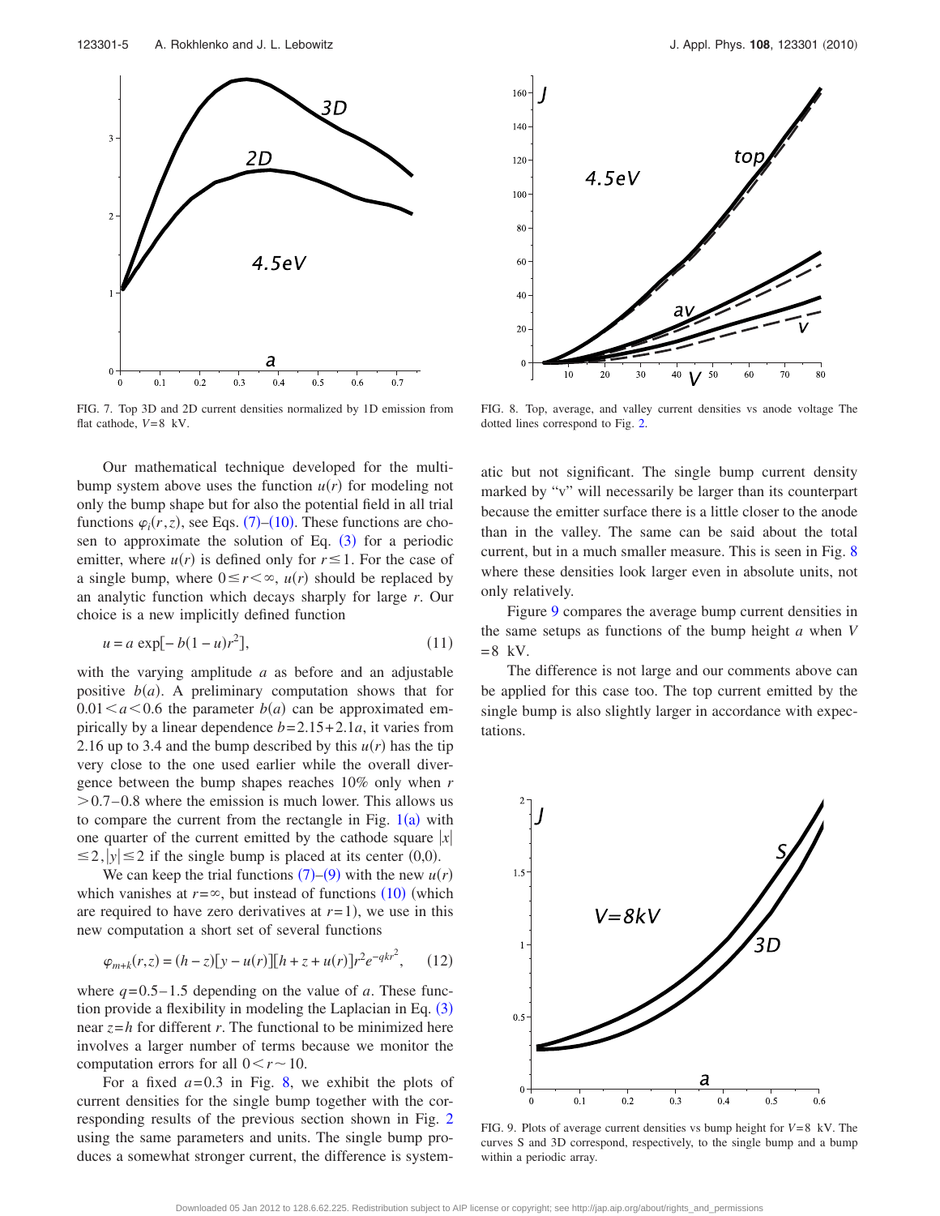FIG. 7. Top 3D and 2D current densities normalized by 1D emission from flat cathode, $V=8$ kV.

FIG. 8. Top, average, and valley current densities vs anode voltage The dotted lines correspond to Fig. 2.

Our mathematical technique developed for the multi-bump system above uses the function $u(r)$ for modeling not only the bump shape but for also the potential field in all trial functions $\varphi_i(r,z)$, see Eqs. (7)–(10). These functions are chosen to approximate the solution of Eq. (3) for a periodic emitter, where $u(r)$ is defined only for $r \leq 1$. For the case of a single bump, where $0 \leq r < \infty$, $u(r)$ should be replaced by an analytic function which decays sharply for large $r$. Our choice is a new implicitly defined function

$$u = a \exp[-b(1-u)r^2], \tag{11}$$

with the varying amplitude $a$ as before and an adjustable positive $b(a)$. A preliminary computation shows that for $0.01 < a < 0.6$ the parameter $b(a)$ can be approximated empirically by a linear dependence $b = 2.15 + 2.1a$, it varies from 2.16 up to 3.4 and the bump described by this $u(r)$ has the tip very close to the one used earlier while the overall divergence between the bump shapes reaches 10% only when $r > 0.7-0.8$ where the emission is much lower. This allows us to compare the current from the rectangle in Fig. 1(a) with one quarter of the current emitted by the cathode square $|x| \leq 2, |y| \leq 2$ if the single bump is placed at its center (0,0).

We can keep the trial functions (7)–(9) with the new $u(r)$ which vanishes at $r = \infty$, but instead of functions (10) (which are required to have zero derivatives at $r=1$), we use in this new computation a short set of several functions

$$\varphi_{m+k}(r,z) = (h-z)[y-u(r)][h+z+u(r)]r^2 e^{-qkr^2}, \tag{12}$$

where $q = 0.5-1.5$ depending on the value of $a$. These function provide a flexibility in modeling the Laplacian in Eq. (3) near $z=h$ for different $r$. The functional to be minimized here involves a larger number of terms because we monitor the computation errors for all $0 < r \sim 10$.

For a fixed $a=0.3$ in Fig. 8, we exhibit the plots of current densities for the single bump together with the corresponding results of the previous section shown in Fig. 2 using the same parameters and units. The single bump produces a somewhat stronger current, the difference is systematic but not significant. The single bump current density marked by "v" will necessarily be larger than its counterpart because the emitter surface there is a little closer to the anode than in the valley. The same can be said about the total current, but in a much smaller measure. This is seen in Fig. 8 where these densities look larger even in absolute units, not only relatively.

Figure 9 compares the average bump current densities in the same setups as functions of the bump height $a$ when $V = 8$ kV.

The difference is not large and our comments above can be applied for this case too. The top current emitted by the single bump is also slightly larger in accordance with expectations.

FIG. 9. Plots of average current densities vs bump height for $V=8$ kV. The curves S and 3D correspond, respectively, to the single bump and a bump within a periodic array.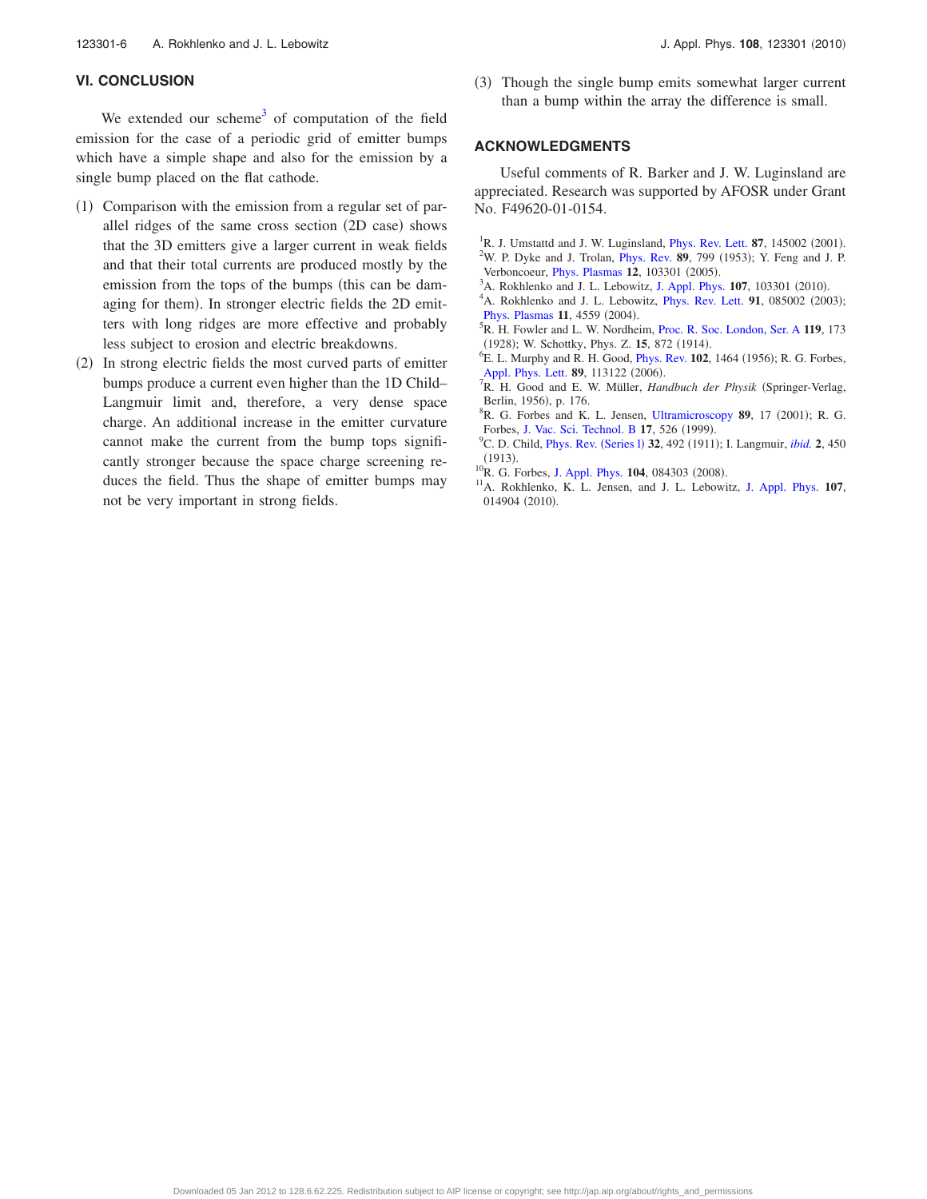## VI. CONCLUSION

We extended our scheme[3] of computation of the field emission for the case of a periodic grid of emitter bumps which have a simple shape and also for the emission by a single bump placed on the flat cathode.

(1) Comparison with the emission from a regular set of parallel ridges of the same cross section (2D case) shows that the 3D emitters give a larger current in weak fields and that their total currents are produced mostly by the emission from the tops of the bumps (this can be damaging for them). In stronger electric fields the 2D emitters with long ridges are more effective and probably less subject to erosion and electric breakdowns.

(2) In strong electric fields the most curved parts of emitter bumps produce a current even higher than the 1D Child–Langmuir limit and, therefore, a very dense space charge. An additional increase in the emitter curvature cannot make the current from the bump tops significantly stronger because the space charge screening reduces the field. Thus the shape of emitter bumps may not be very important in strong fields.

(3) Though the single bump emits somewhat larger current than a bump within the array the difference is small.

## ACKNOWLEDGMENTS

Useful comments of R. Barker and J. W. Luginsland are appreciated. Research was supported by AFOSR under Grant No. F49620-01-0154.

[1] R. J. Umstattd and J. W. Luginsland, Phys. Rev. Lett. **87**, 145002 (2001).
[2] W. P. Dyke and J. Trolan, Phys. Rev. **89**, 799 (1953); Y. Feng and J. P. Verboncoeur, Phys. Plasmas **12**, 103301 (2005).
[3] A. Rokhlenko and J. L. Lebowitz, J. Appl. Phys. **107**, 103301 (2010).
[4] A. Rokhlenko and J. L. Lebowitz, Phys. Rev. Lett. **91**, 085002 (2003); Phys. Plasmas **11**, 4559 (2004).
[5] R. H. Fowler and L. W. Nordheim, Proc. R. Soc. London, Ser. A **119**, 173 (1928); W. Schottky, Phys. Z. **15**, 872 (1914).
[6] E. L. Murphy and R. H. Good, Phys. Rev. **102**, 1464 (1956); R. G. Forbes, Appl. Phys. Lett. **89**, 113122 (2006).
[7] R. H. Good and E. W. Müller, *Handbuch der Physik* (Springer-Verlag, Berlin, 1956), p. 176.
[8] R. G. Forbes and K. L. Jensen, Ultramicroscopy **89**, 17 (2001); R. G. Forbes, J. Vac. Sci. Technol. B **17**, 526 (1999).
[9] C. D. Child, Phys. Rev. (Series I) **32**, 492 (1911); I. Langmuir, *ibid.* **2**, 450 (1913).
[10] R. G. Forbes, J. Appl. Phys. **104**, 084303 (2008).
[11] A. Rokhlenko, K. L. Jensen, and J. L. Lebowitz, J. Appl. Phys. **107**, 014904 (2010).